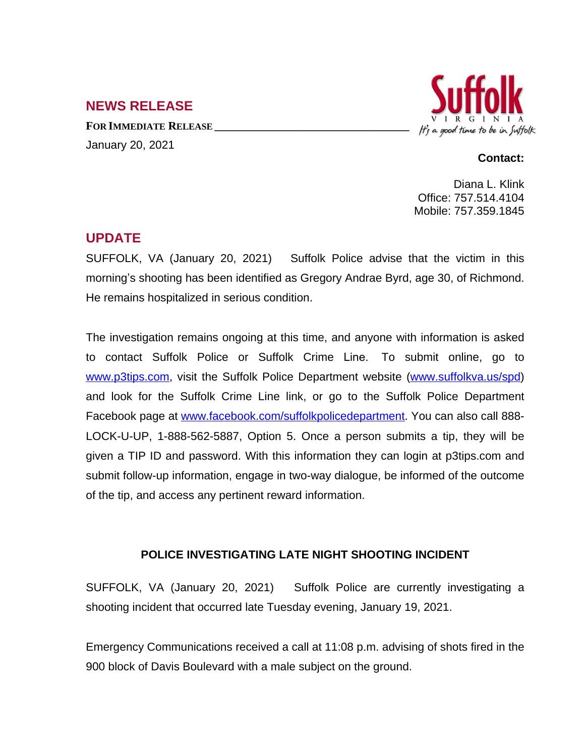## NEWS RELEASE

**FOR IMMEDIATE RELEASE**

January 20, 2021

Suffolk VIRGINIA *It's a good time to be in Suffolk*

**Contact:**

Diana L. Klink
Office: 757.514.4104
Mobile: 757.359.1845

## UPDATE

SUFFOLK, VA (January 20, 2021) Suffolk Police advise that the victim in this morning's shooting has been identified as Gregory Andrae Byrd, age 30, of Richmond. He remains hospitalized in serious condition.

The investigation remains ongoing at this time, and anyone with information is asked to contact Suffolk Police or Suffolk Crime Line. To submit online, go to www.p3tips.com, visit the Suffolk Police Department website (www.suffolkva.us/spd) and look for the Suffolk Crime Line link, or go to the Suffolk Police Department Facebook page at www.facebook.com/suffolkpolicedepartment. You can also call 888-LOCK-U-UP, 1-888-562-5887, Option 5. Once a person submits a tip, they will be given a TIP ID and password. With this information they can login at p3tips.com and submit follow-up information, engage in two-way dialogue, be informed of the outcome of the tip, and access any pertinent reward information.

### POLICE INVESTIGATING LATE NIGHT SHOOTING INCIDENT

SUFFOLK, VA (January 20, 2021) Suffolk Police are currently investigating a shooting incident that occurred late Tuesday evening, January 19, 2021.

Emergency Communications received a call at 11:08 p.m. advising of shots fired in the 900 block of Davis Boulevard with a male subject on the ground.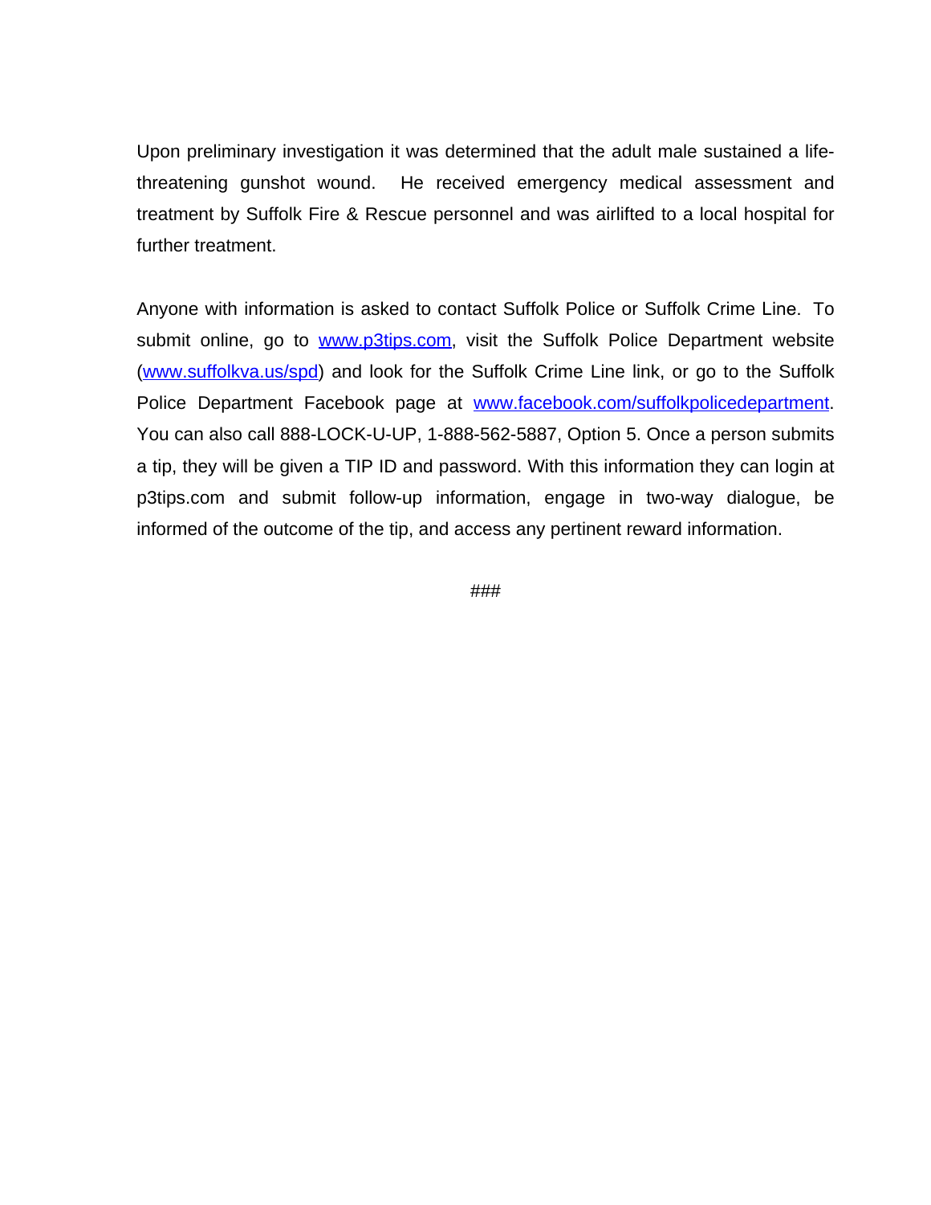Upon preliminary investigation it was determined that the adult male sustained a life-threatening gunshot wound. He received emergency medical assessment and treatment by Suffolk Fire & Rescue personnel and was airlifted to a local hospital for further treatment.

Anyone with information is asked to contact Suffolk Police or Suffolk Crime Line. To submit online, go to [www.p3tips.com](http://www.p3tips.com), visit the Suffolk Police Department website ([www.suffolkva.us/spd](http://www.suffolkva.us/spd)) and look for the Suffolk Crime Line link, or go to the Suffolk Police Department Facebook page at [www.facebook.com/suffolkpolicedepartment](http://www.facebook.com/suffolkpolicedepartment). You can also call 888-LOCK-U-UP, 1-888-562-5887, Option 5. Once a person submits a tip, they will be given a TIP ID and password. With this information they can login at p3tips.com and submit follow-up information, engage in two-way dialogue, be informed of the outcome of the tip, and access any pertinent reward information.

###